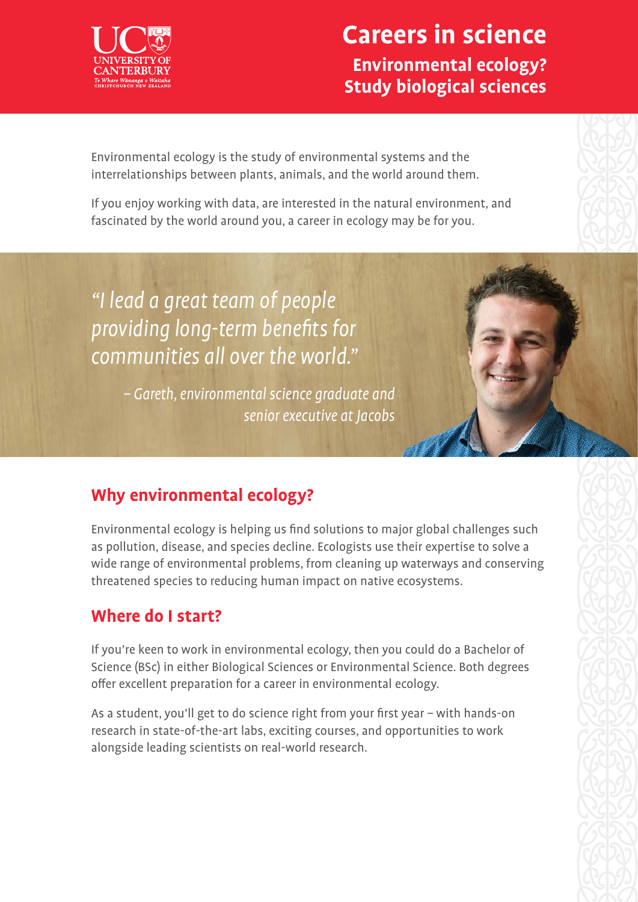# Careers in science

## Environmental ecology? Study biological sciences

Environmental ecology is the study of environmental systems and the interrelationships between plants, animals, and the world around them.

If you enjoy working with data, are interested in the natural environment, and fascinated by the world around you, a career in ecology may be for you.

*"I lead a great team of people providing long-term benefits for communities all over the world."*

*– Gareth, environmental science graduate and senior executive at Jacobs*

## Why environmental ecology?

Environmental ecology is helping us find solutions to major global challenges such as pollution, disease, and species decline. Ecologists use their expertise to solve a wide range of environmental problems, from cleaning up waterways and conserving threatened species to reducing human impact on native ecosystems.

## Where do I start?

If you're keen to work in environmental ecology, then you could do a Bachelor of Science (BSc) in either Biological Sciences or Environmental Science. Both degrees offer excellent preparation for a career in environmental ecology.

As a student, you'll get to do science right from your first year – with hands-on research in state-of-the-art labs, exciting courses, and opportunities to work alongside leading scientists on real-world research.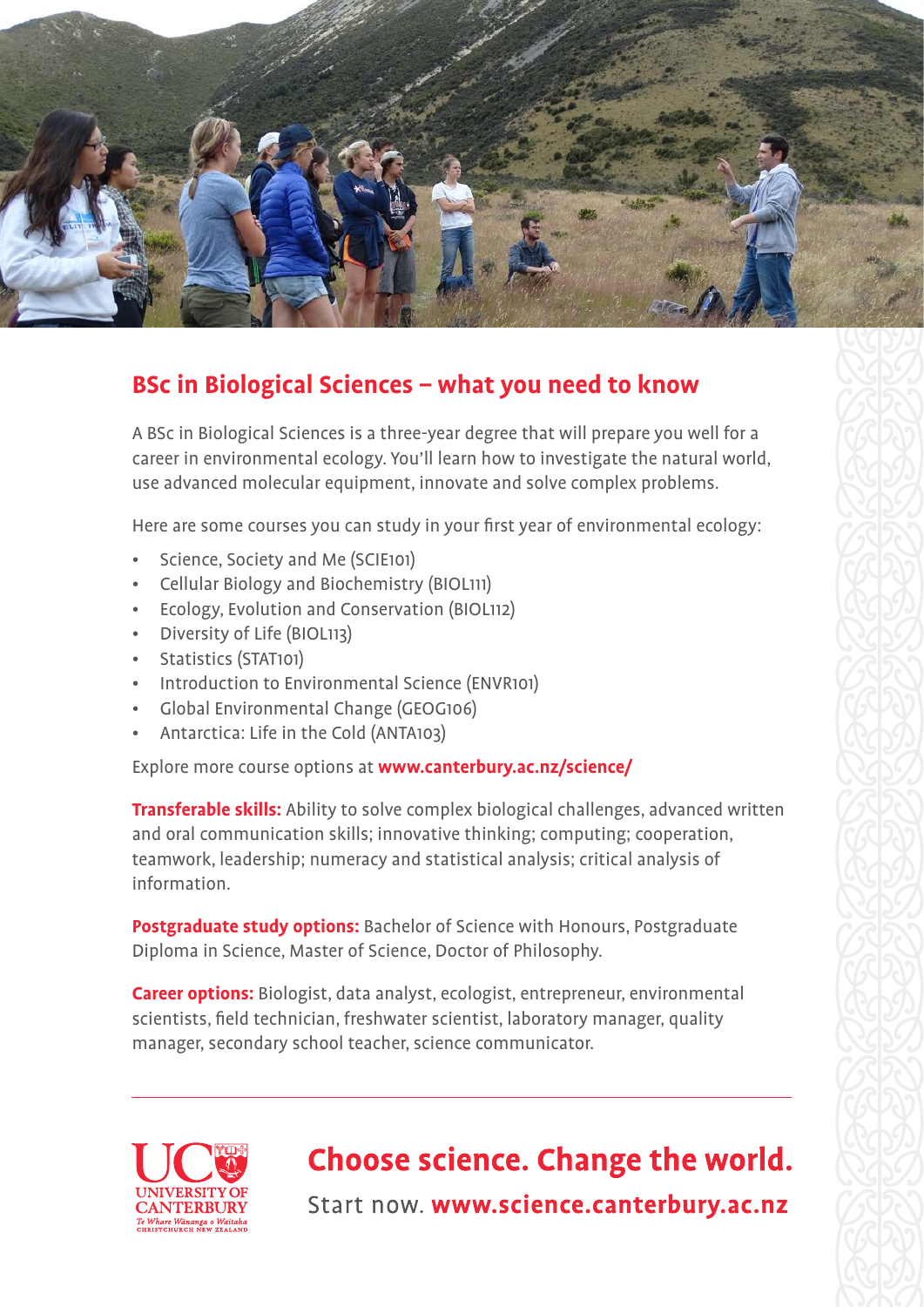## BSc in Biological Sciences – what you need to know

A BSc in Biological Sciences is a three-year degree that will prepare you well for a career in environmental ecology. You'll learn how to investigate the natural world, use advanced molecular equipment, innovate and solve complex problems.

Here are some courses you can study in your first year of environmental ecology:

- Science, Society and Me (SCIE101)
- Cellular Biology and Biochemistry (BIOL111)
- Ecology, Evolution and Conservation (BIOL112)
- Diversity of Life (BIOL113)
- Statistics (STAT101)
- Introduction to Environmental Science (ENVR101)
- Global Environmental Change (GEOG106)
- Antarctica: Life in the Cold (ANTA103)

Explore more course options at **www.canterbury.ac.nz/science/**

**Transferable skills:** Ability to solve complex biological challenges, advanced written and oral communication skills; innovative thinking; computing; cooperation, teamwork, leadership; numeracy and statistical analysis; critical analysis of information.

**Postgraduate study options:** Bachelor of Science with Honours, Postgraduate Diploma in Science, Master of Science, Doctor of Philosophy.

**Career options:** Biologist, data analyst, ecologist, entrepreneur, environmental scientists, field technician, freshwater scientist, laboratory manager, quality manager, secondary school teacher, science communicator.

---

UC University of Canterbury
*Te Whare Wānanga o Waitaha*
Christchurch New Zealand

**Choose science. Change the world.**

Start now. **www.science.canterbury.ac.nz**